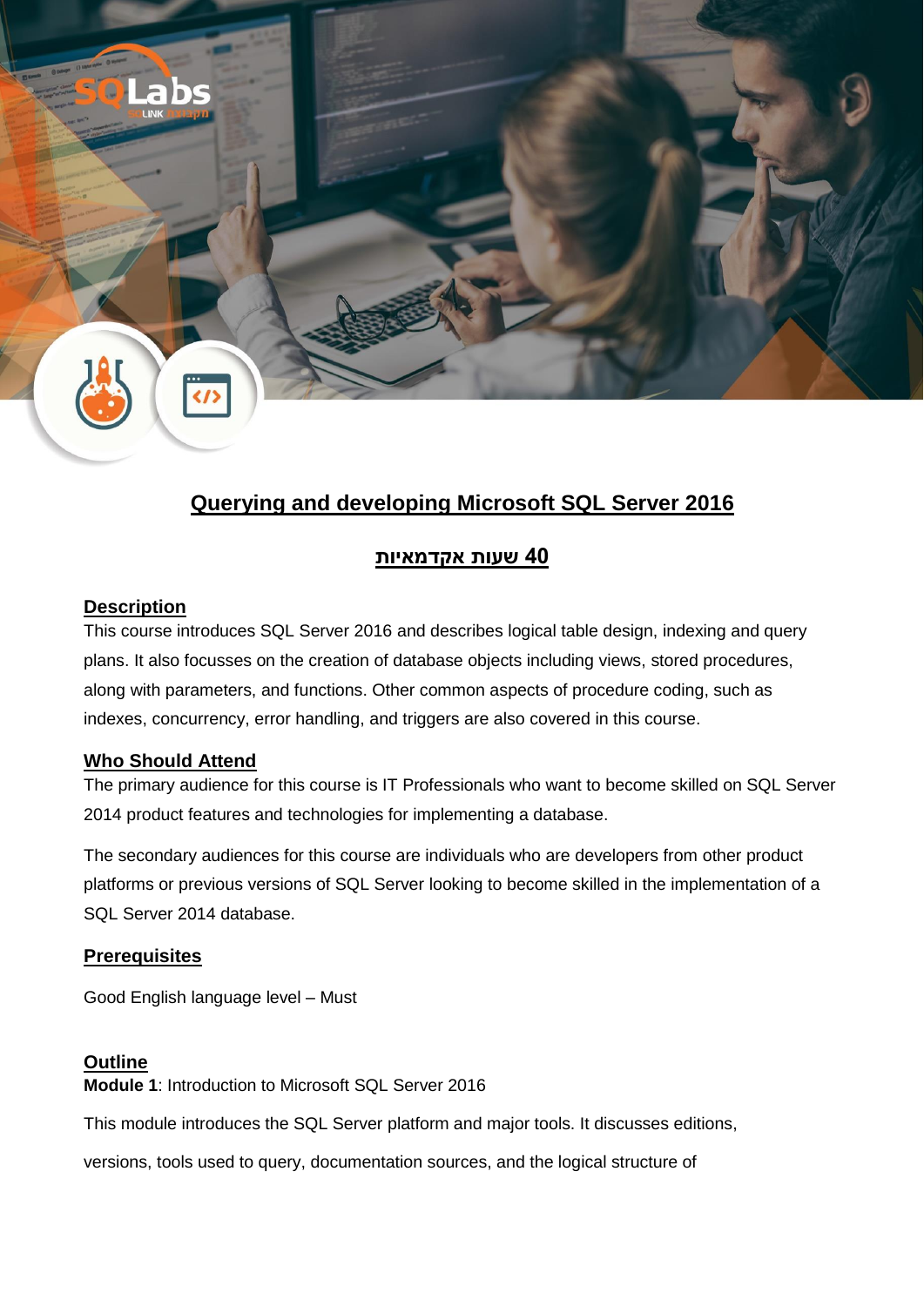# Querying and developing Microsoft SQL Server 2016

## 40 שעות אקדמאיות

### Description

This course introduces SQL Server 2016 and describes logical table design, indexing and query plans. It also focusses on the creation of database objects including views, stored procedures, along with parameters, and functions. Other common aspects of procedure coding, such as indexes, concurrency, error handling, and triggers are also covered in this course.

### Who Should Attend

The primary audience for this course is IT Professionals who want to become skilled on SQL Server 2014 product features and technologies for implementing a database.

The secondary audiences for this course are individuals who are developers from other product platforms or previous versions of SQL Server looking to become skilled in the implementation of a SQL Server 2014 database.

### Prerequisites

Good English language level – Must

### Outline

**Module 1**: Introduction to Microsoft SQL Server 2016

This module introduces the SQL Server platform and major tools. It discusses editions, versions, tools used to query, documentation sources, and the logical structure of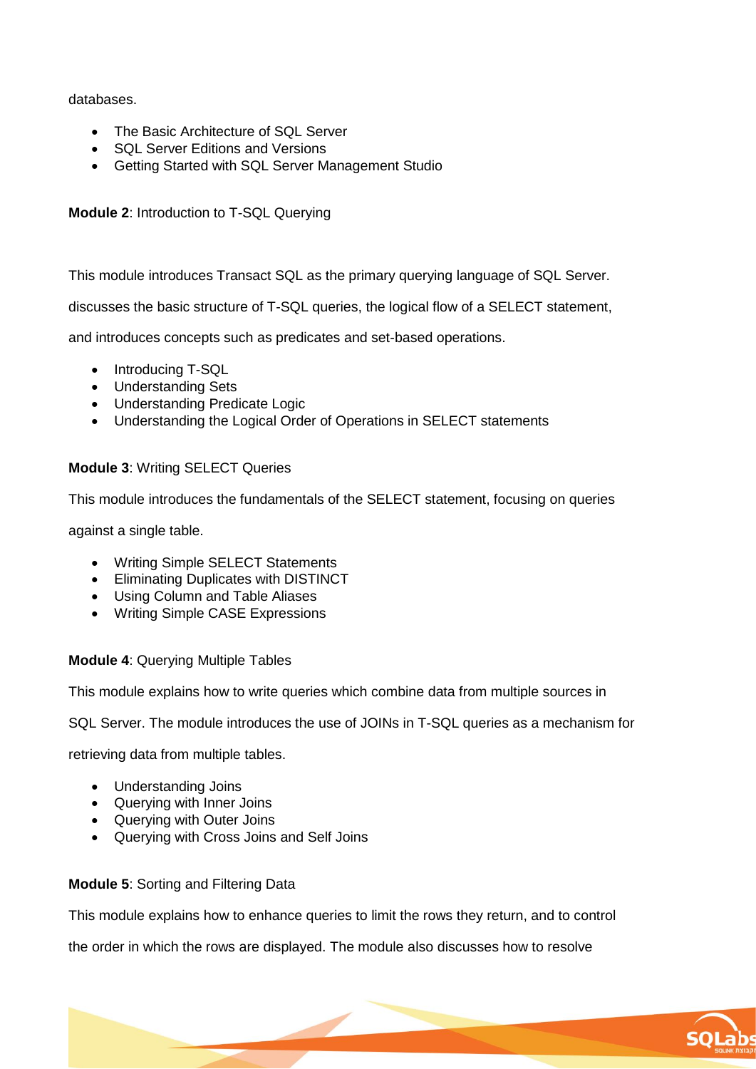databases.

- The Basic Architecture of SQL Server
- SQL Server Editions and Versions
- Getting Started with SQL Server Management Studio

**Module 2**: Introduction to T-SQL Querying

This module introduces Transact SQL as the primary querying language of SQL Server. discusses the basic structure of T-SQL queries, the logical flow of a SELECT statement, and introduces concepts such as predicates and set-based operations.

- Introducing T-SQL
- Understanding Sets
- Understanding Predicate Logic
- Understanding the Logical Order of Operations in SELECT statements

**Module 3**: Writing SELECT Queries

This module introduces the fundamentals of the SELECT statement, focusing on queries against a single table.

- Writing Simple SELECT Statements
- Eliminating Duplicates with DISTINCT
- Using Column and Table Aliases
- Writing Simple CASE Expressions

**Module 4**: Querying Multiple Tables

This module explains how to write queries which combine data from multiple sources in SQL Server. The module introduces the use of JOINs in T-SQL queries as a mechanism for retrieving data from multiple tables.

- Understanding Joins
- Querying with Inner Joins
- Querying with Outer Joins
- Querying with Cross Joins and Self Joins

**Module 5**: Sorting and Filtering Data

This module explains how to enhance queries to limit the rows they return, and to control the order in which the rows are displayed. The module also discusses how to resolve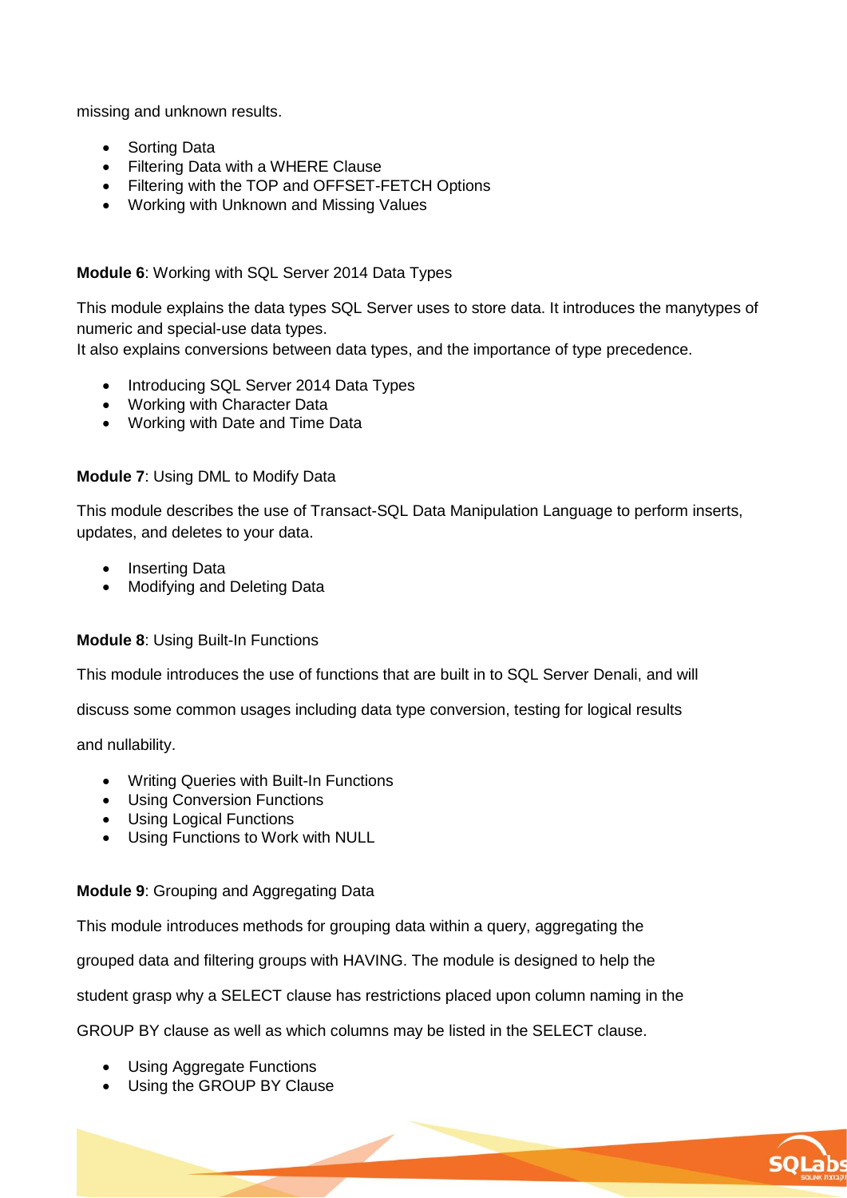missing and unknown results.

- Sorting Data
- Filtering Data with a WHERE Clause
- Filtering with the TOP and OFFSET-FETCH Options
- Working with Unknown and Missing Values

**Module 6**: Working with SQL Server 2014 Data Types

This module explains the data types SQL Server uses to store data. It introduces the manytypes of numeric and special-use data types.
It also explains conversions between data types, and the importance of type precedence.

- Introducing SQL Server 2014 Data Types
- Working with Character Data
- Working with Date and Time Data

**Module 7**: Using DML to Modify Data

This module describes the use of Transact-SQL Data Manipulation Language to perform inserts, updates, and deletes to your data.

- Inserting Data
- Modifying and Deleting Data

**Module 8**: Using Built-In Functions

This module introduces the use of functions that are built in to SQL Server Denali, and will

discuss some common usages including data type conversion, testing for logical results

and nullability.

- Writing Queries with Built-In Functions
- Using Conversion Functions
- Using Logical Functions
- Using Functions to Work with NULL

**Module 9**: Grouping and Aggregating Data

This module introduces methods for grouping data within a query, aggregating the

grouped data and filtering groups with HAVING. The module is designed to help the

student grasp why a SELECT clause has restrictions placed upon column naming in the

GROUP BY clause as well as which columns may be listed in the SELECT clause.

- Using Aggregate Functions
- Using the GROUP BY Clause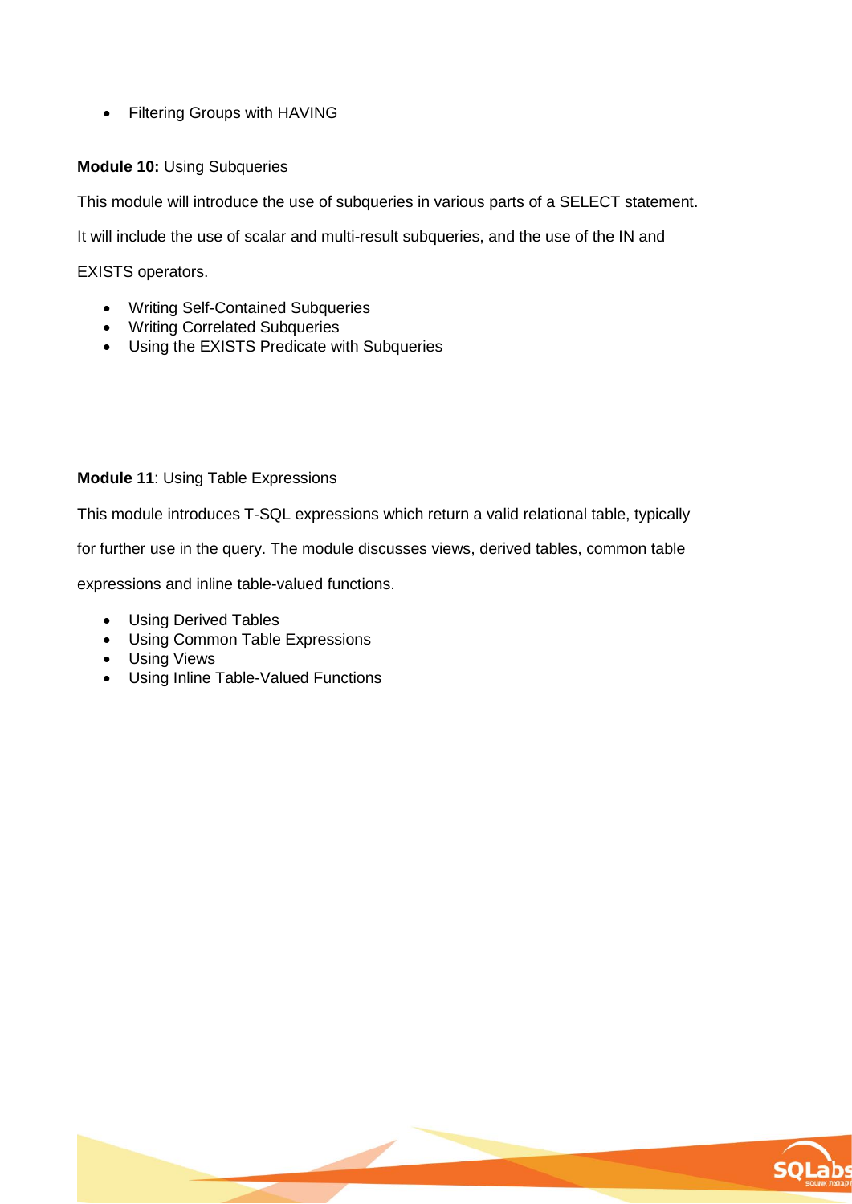- Filtering Groups with HAVING

**Module 10:** Using Subqueries

This module will introduce the use of subqueries in various parts of a SELECT statement. It will include the use of scalar and multi-result subqueries, and the use of the IN and EXISTS operators.

- Writing Self-Contained Subqueries
- Writing Correlated Subqueries
- Using the EXISTS Predicate with Subqueries

**Module 11**: Using Table Expressions

This module introduces T-SQL expressions which return a valid relational table, typically for further use in the query. The module discusses views, derived tables, common table expressions and inline table-valued functions.

- Using Derived Tables
- Using Common Table Expressions
- Using Views
- Using Inline Table-Valued Functions